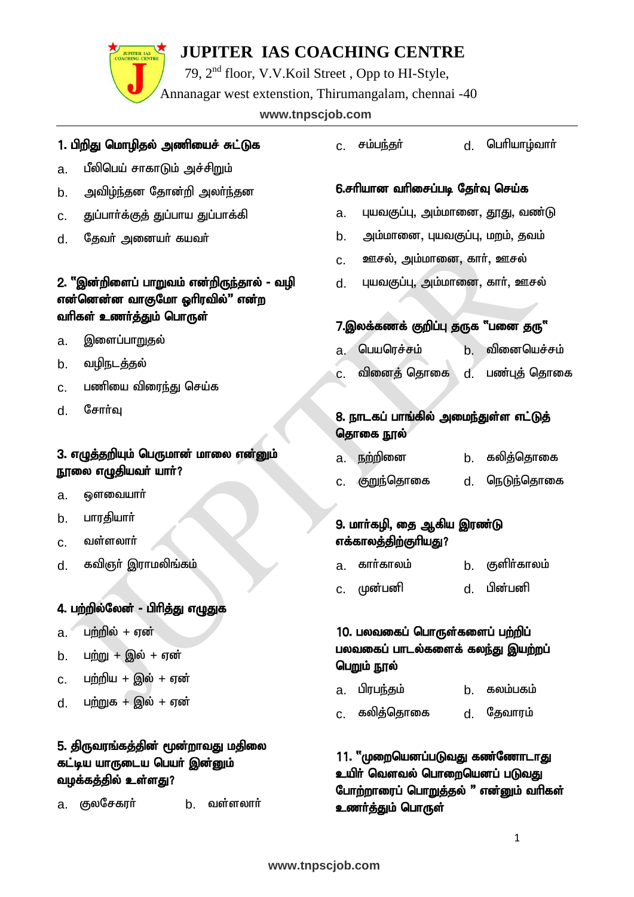# JUPITER IAS COACHING CENTRE

79, 2nd floor, V.V.Koil Street , Opp to HI-Style,
Annanagar west extenstion, Thirumangalam, chennai -40

www.tnpscjob.com

**1. பிறிது மொழிதல் அணியைச் சுட்டுக**

a. பீலிபெய் சாகாடும் அச்சிறும்

b. அவிழ்ந்தன தோன்றி அலர்ந்தன

c. துப்பார்க்குத் துப்பாய துப்பாக்கி

d. தேவர் அனையர் கயவர்

**2. "இன்றிளைப் பாறுவம் என்றிருந்தால் - வழி என்னென்ன வாகுமோ ஓரிரவில்" என்ற வரிகள் உணர்த்தும் பொருள்**

a. இளைப்பாறுதல்

b. வழிநடத்தல்

c. பணியை விரைந்து செய்க

d. சோர்வு

**3. எழுத்தறியும் பெருமான் மாலை என்னும் நூலை எழுதியவர் யார்?**

a. ஔவையார்

b. பாரதியார்

c. வள்ளலார்

d. கவிஞர் இராமலிங்கம்

**4. பற்றில்லேன் - பிரித்து எழுதுக**

a. பற்றில் + ஏன்

b. பற்று + இல் + ஏன்

c. பற்றிய + இல் + ஏன்

d. பற்றுக + இல் + ஏன்

**5. திருவரங்கத்தின் மூன்றாவது மதிலை கட்டிய யாருடைய பெயர் இன்னும் வழக்கத்தில் உள்ளது?**

a. குலசேகரர்

b. வள்ளலார்

c. சம்பந்தர்

d. பெரியாழ்வார்

**6. சரியான வரிசைப்படி தேர்வு செய்க**

a. புயவகுப்பு, அம்மானை, தூது, வண்டு

b. அம்மானை, புயவகுப்பு, மறம், தவம்

c. ஊசல், அம்மானை, கார், ஊசல்

d. புயவகுப்பு, அம்மானை, கார், ஊசல்

**7. இலக்கணக் குறிப்பு தருக "பனை தரு"**

a. பெயரெச்சம்

b. வினையெச்சம்

c. வினைத் தொகை

d. பண்புத் தொகை

**8. நாடகப் பாங்கில் அமைந்துள்ள எட்டுத் தொகை நூல்**

a. நற்றினை

b. கலித்தொகை

c. குறுந்தொகை

d. நெடுந்தொகை

**9. மார்கழி, தை ஆகிய இரண்டு எக்காலத்திற்குரியது?**

a. கார்காலம்

b. குளிர்காலம்

c. முன்பனி

d. பின்பனி

**10. பலவகைப் பொருள்களைப் பற்றிப் பலவகைப் பாடல்களைக் கலந்து இயற்றப் பெறும் நூல்**

a. பிரபந்தம்

b. கலம்பகம்

c. கலித்தொகை

d. தேவாரம்

**11. "முறையெனப்படுவது கண்ணோடாது உயிர் வௌவல் பொறையெனப் படுவது போற்றாரைப் பொறுத்தல் " என்னும் வரிகள் உணர்த்தும் பொருள்**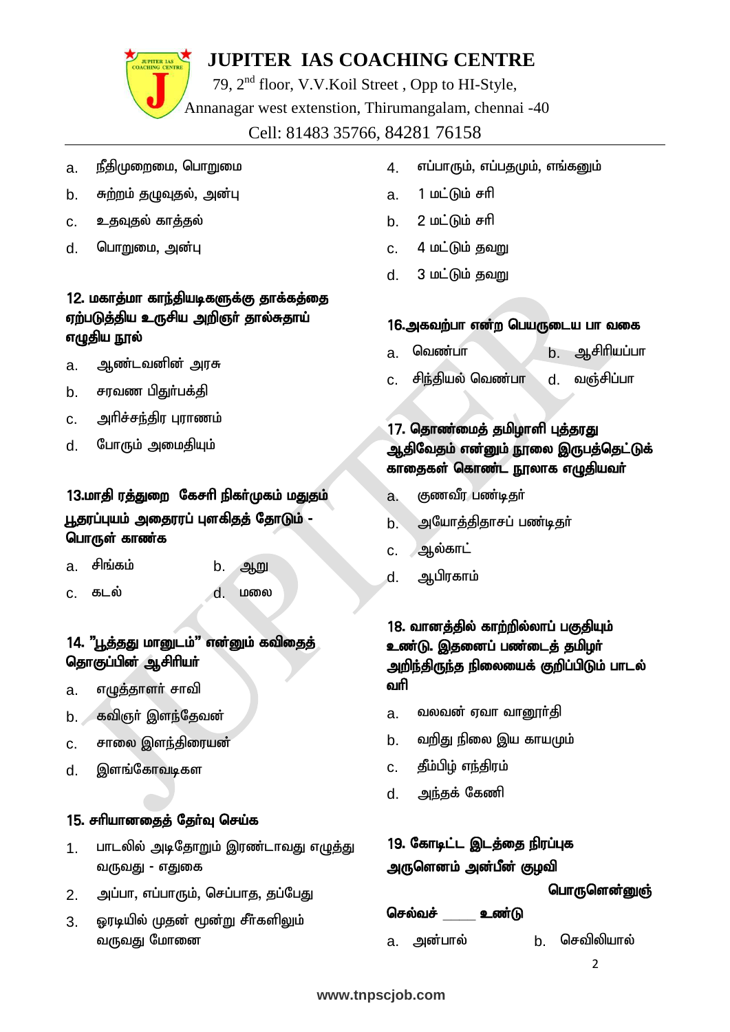a. நீதிமுறைமை, பொறுமை

b. சுற்றம் தழுவுதல், அன்பு

c. உதவுதல் காத்தல்

d. பொறுமை, அன்பு

**12. மகாத்மா காந்தியடிகளுக்கு தாக்கத்தை ஏற்படுத்திய உருசிய அறிஞர் தால்சுதாய் எழுதிய நூல்**

a. ஆண்டவனின் அரசு

b. சரவண பிதுர்பக்தி

c. அரிச்சந்திர புராணம்

d. போரும் அமைதியும்

**13.மாதி ரத்துறை கேசரி நிகர்முகம் மதுதம் பூதரப்புயம் அதைரரப் புளகிதத் தோடும் - பொருள் காண்க**

a. சிங்கம் b. ஆறு

c. கடல் d. மலை

**14. "பூத்தது மானுடம்" என்னும் கவிதைத் தொகுப்பின் ஆசிரியர்**

a. எழுத்தாளர் சாவி

b. கவிஞர் இளந்தேவன்

c. சாலை இளந்திரையன்

d. இளங்கோவடிகள

**15. சரியானதைத் தேர்வு செய்க**

1. பாடலில் அடிதோறும் இரண்டாவது எழுத்து வருவது - எதுகை

2. அப்பா, எப்பாரும், செப்பாத, தப்பேது

3. ஓரடியில் முதன் மூன்று சீர்களிலும் வருவது மோனை

4. எப்பாரும், எப்பதமும், எங்கனும்

a. 1 மட்டும் சரி

b. 2 மட்டும் சரி

c. 4 மட்டும் தவறு

d. 3 மட்டும் தவறு

**16.அகவற்பா என்ற பெயருடைய பா வகை**

a. வெண்பா b. ஆசிரியப்பா

c. சிந்தியல் வெண்பா d. வஞ்சிப்பா

**17. தொண்மைத் தமிழாளி புத்தரது ஆதிவேதம் என்னும் நூலை இருபத்தெட்டுக் காதைகள் கொண்ட நூலாக எழுதியவர்**

a. குணவீர பண்டிதர்

b. அயோத்திதாசப் பண்டிதர்

c. ஆல்காட்

d. ஆபிரகாம்

**18. வானத்தில் காற்றில்லாப் பகுதியும் உண்டு. இதனைப் பண்டைத் தமிழர் அறிந்திருந்த நிலையைக் குறிப்பிடும் பாடல் வரி**

a. வலவன் ஏவா வானூர்தி

b. வறிது நிலை இய காயமும்

c. தீம்பிழ் எந்திரம்

d. அந்தக் கேணி

**19. கோடிட்ட இடத்தை நிரப்புக**

**அருளெனம் அன்பீன் குழவி பொருளென்னுஞ்**

**செல்வச் _____ உண்டு**

a. அன்பால் b. செவிலியால்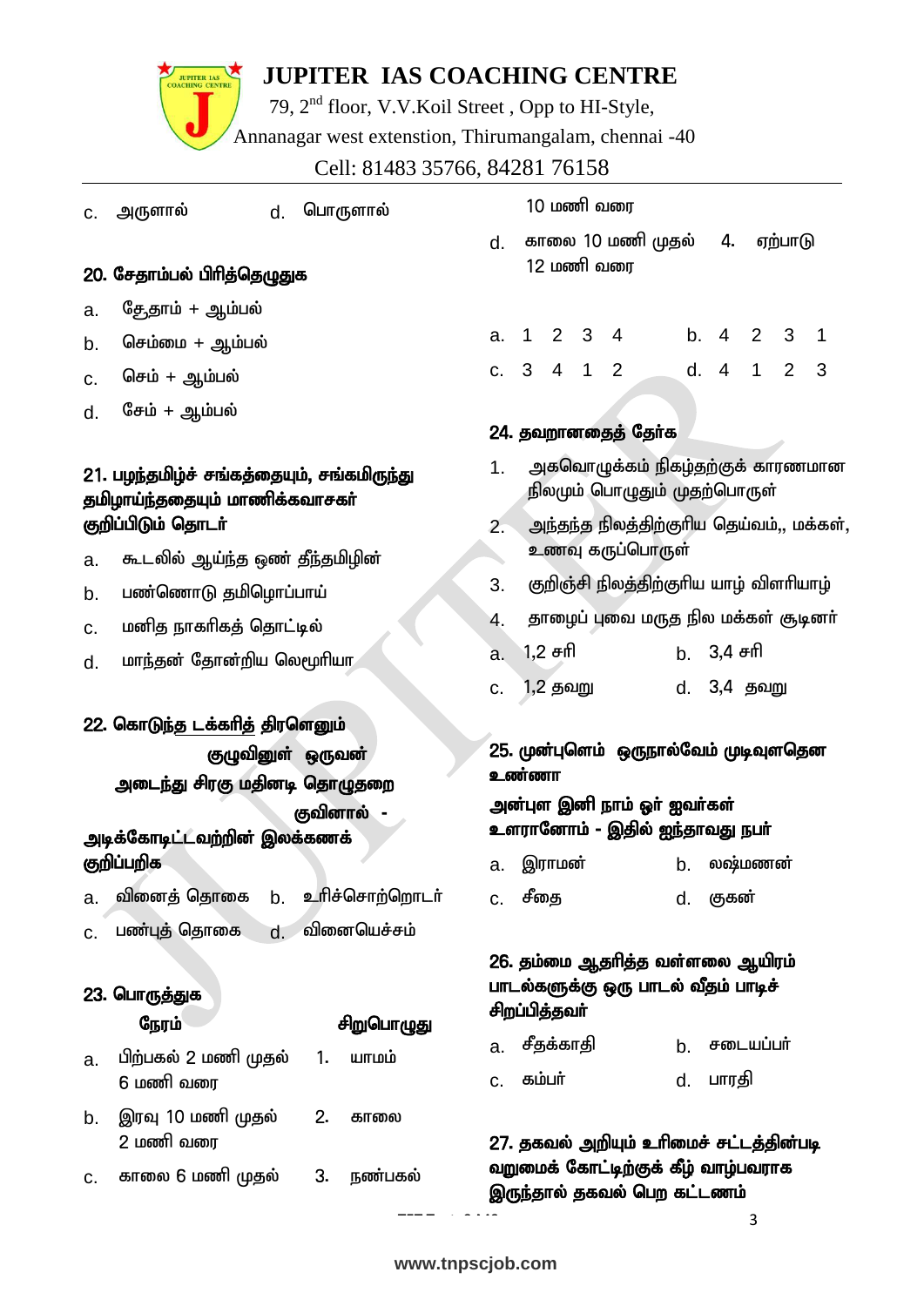c. அருளால் d. பொருளால்

**20. சேதாம்பல் பிரித்தெழுதுக**

a. சேதாம் + ஆம்பல்

b. செம்மை + ஆம்பல்

c. செம் + ஆம்பல்

d. சேம் + ஆம்பல்

**21. பழந்தமிழ்ச் சங்கத்தையும், சங்கமிருந்து தமிழாய்ந்ததையும் மாணிக்கவாசகர் குறிப்பிடும் தொடர்**

a. கூடலில் ஆய்ந்த ஒண் தீந்தமிழின்

b. பண்ணொடு தமிழொப்பாய்

c. மனித நாகரிகத் தொட்டில்

d. மாந்தன் தோன்றிய லெமூரியா

**22. கொடுந்த டக்கரித் திரளெனும்**
**குழுவினுள் ஒருவன்**
**அடைந்து சிரகு மதினடி தொழுதறை**
**குவினால் -**
**அடிக்கோடிட்டவற்றின் இலக்கணக் குறிப்பறிக**

a. வினைத் தொகை b. உரிச்சொற்றொடர்

c. பண்புத் தொகை d. வினையெச்சம்

**23. பொருத்துக**

| | நேரம் | | சிறுபொழுது |
|---|---|---|---|
| a. | பிற்பகல் 2 மணி முதல் 6 மணி வரை | 1. | யாமம் |
| b. | இரவு 10 மணி முதல் 2 மணி வரை | 2. | காலை |
| c. | காலை 6 மணி முதல் 10 மணி வரை | 3. | நண்பகல் |
| d. | காலை 10 மணி முதல் 12 மணி வரை | 4. | ஏற்பாடு |

a. 1 2 3 4 b. 4 2 3 1

c. 3 4 1 2 d. 4 1 2 3

**24. தவறானதைத் தேர்க**

1. அகவொழுக்கம் நிகழ்தற்குக் காரணமான நிலமும் பொழுதும் முதற்பொருள்
2. அந்தந்த நிலத்திற்குரிய தெய்வம்,, மக்கள், உணவு கருப்பொருள்
3. குறிஞ்சி நிலத்திற்குரிய யாழ் விளரியாழ்
4. தாழைப் புவை மருத நில மக்கள் சூடினர்

a. 1,2 சரி b. 3,4 சரி

c. 1,2 தவறு d. 3,4 தவறு

**25. முன்புளெம் ஒருநால்வேம் முடிவுளதென உண்ணா**
**அன்புள இனி நாம் ஓர் ஐவர்கள்**
**உளரானோம் - இதில் ஐந்தாவது நபர்**

a. இராமன் b. லஷ்மணன்

c. சீதை d. குகன்

**26. தம்மை ஆதரித்த வள்ளலை ஆயிரம் பாடல்களுக்கு ஒரு பாடல் வீதம் பாடிச் சிறப்பித்தவர்**

a. சீதக்காதி b. சடையப்பர்

c. கம்பர் d. பாரதி

**27. தகவல் அறியும் உரிமைச் சட்டத்தின்படி வறுமைக் கோட்டிற்குக் கீழ் வாழ்பவராக இருந்தால் தகவல் பெற கட்டணம்**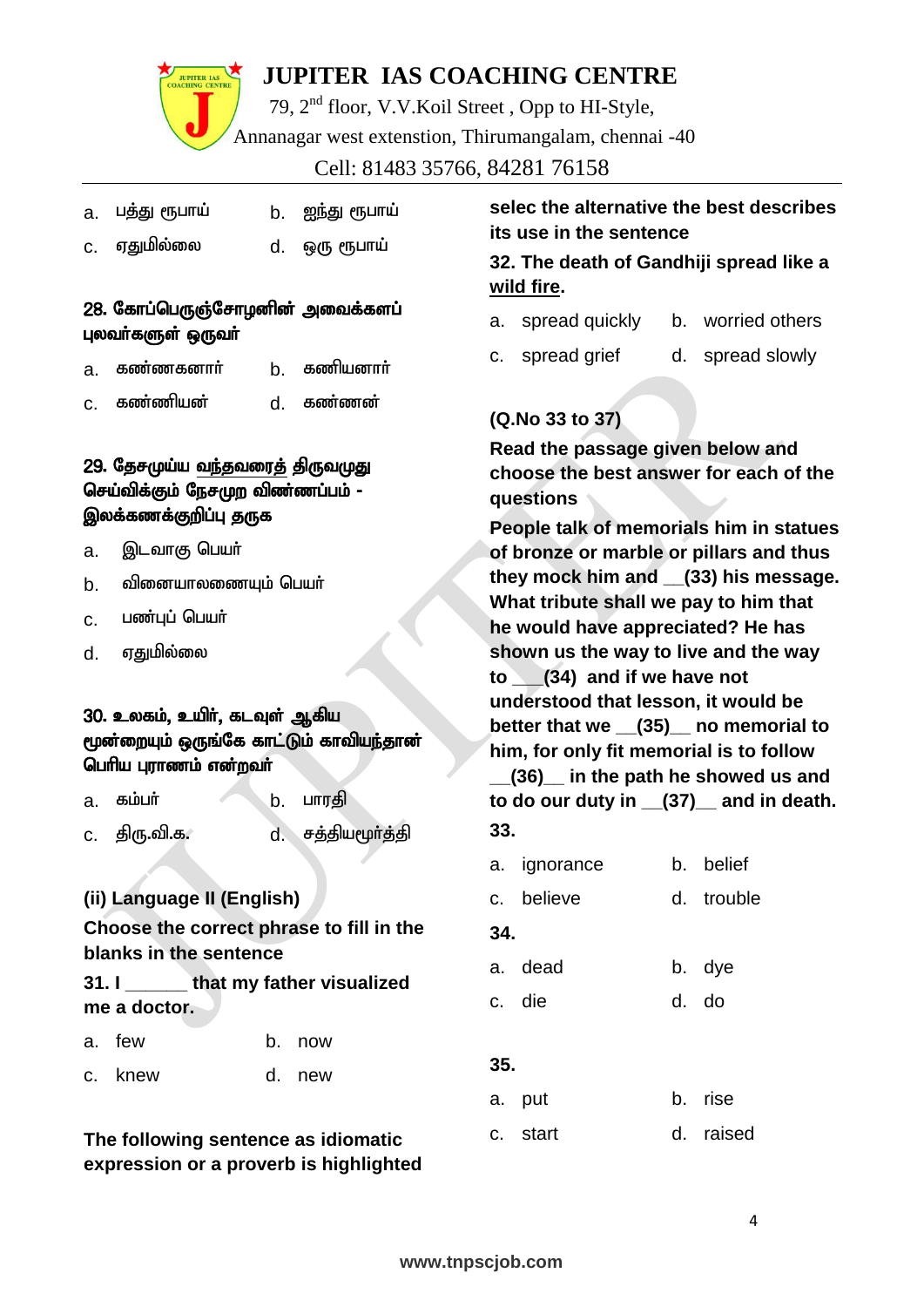a. பத்து ரூபாய் b. ஐந்து ரூபாய்

c. ஏதுமில்லை d. ஒரு ரூபாய்

**28. கோப்பெருஞ்சோழனின் அவைக்களப் புலவர்களுள் ஒருவர்**

a. கண்ணகனார் b. கணியனார்

c. கண்ணியன் d. கண்ணன்

**29. தேசமுய்ய <u>வந்தவரைத்</u> திருவமுது செய்விக்கும் நேசமுற விண்ணப்பம் - இலக்கணக்குறிப்பு தருக**

a. இடவாகு பெயர்

b. வினையாலணையும் பெயர்

c. பண்புப் பெயர்

d. ஏதுமில்லை

**30. உலகம், உயிர், கடவுள் ஆகிய மூன்றையும் ஒருங்கே காட்டும் காவியந்தான் பெரிய புராணம் என்றவர்**

a. கம்பர் b. பாரதி

c. திரு.வி.க. d. சத்தியமூர்த்தி

**(ii) Language II (English)**

**Choose the correct phrase to fill in the blanks in the sentence**

**31. I ______ that my father visualized me a doctor.**

a. few b. now

c. knew d. new

**The following sentence as idiomatic expression or a proverb is highlighted selec the alternative the best describes its use in the sentence**

**32. The death of Gandhiji spread like a <u>wild fire</u>.**

a. spread quickly b. worried others

c. spread grief d. spread slowly

**(Q.No 33 to 37)**

**Read the passage given below and choose the best answer for each of the questions**

**People talk of memorials him in statues of bronze or marble or pillars and thus they mock him and __(33) his message. What tribute shall we pay to him that he would have appreciated? He has shown us the way to live and the way to ___(34) and if we have not understood that lesson, it would be better that we __(35)__ no memorial to him, for only fit memorial is to follow __(36)__ in the path he showed us and to do our duty in __(37)__ and in death.**

**33.**

a. ignorance b. belief

c. believe d. trouble

**34.**

a. dead b. dye

c. die d. do

**35.**

a. put b. rise

c. start d. raised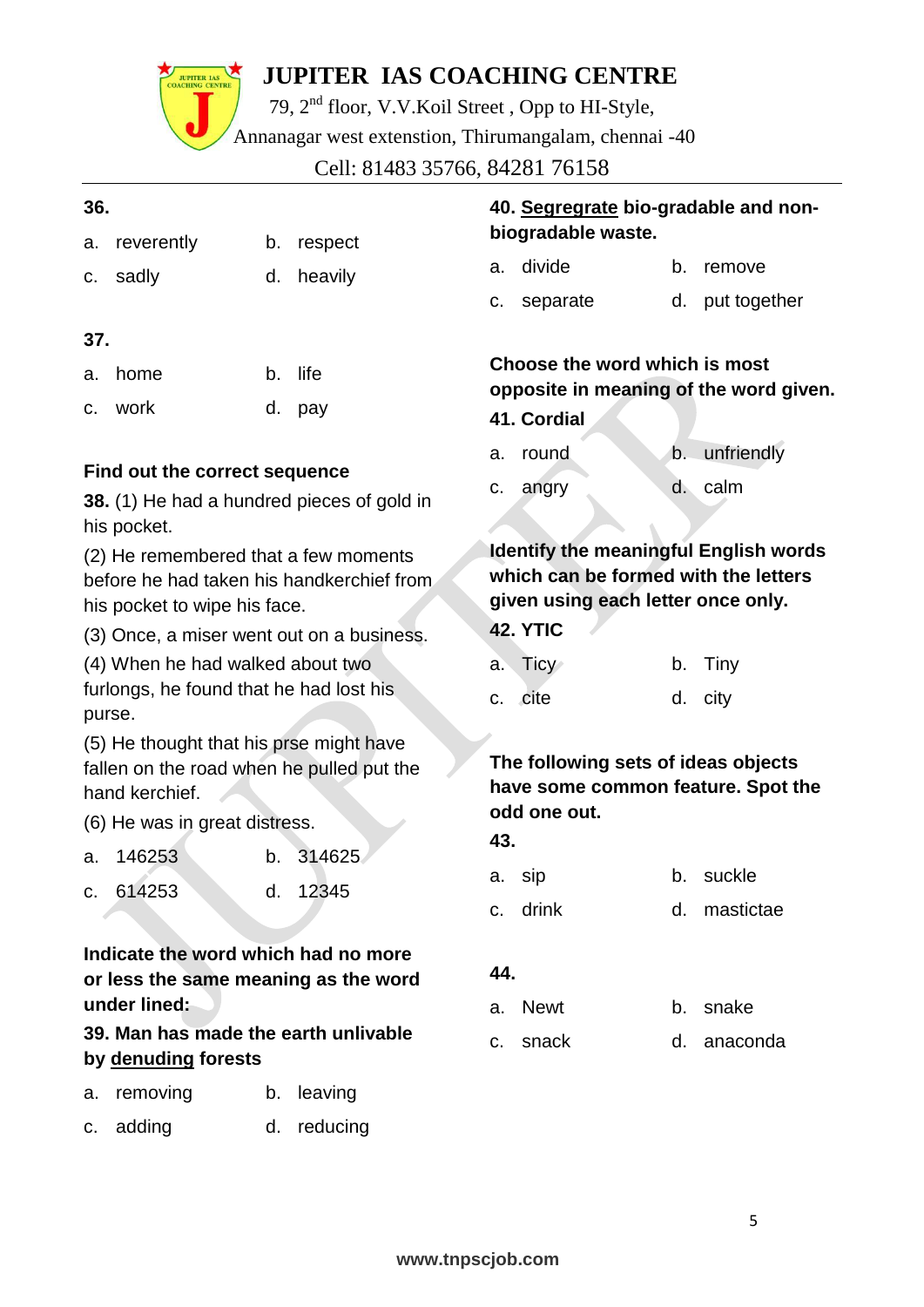**36.**

a. reverently
b. respect
c. sadly
d. heavily

**37.**

a. home
b. life
c. work
d. pay

**Find out the correct sequence**

**38.** (1) He had a hundred pieces of gold in his pocket.

(2) He remembered that a few moments before he had taken his handkerchief from his pocket to wipe his face.

(3) Once, a miser went out on a business.

(4) When he had walked about two furlongs, he found that he had lost his purse.

(5) He thought that his prse might have fallen on the road when he pulled put the hand kerchief.

(6) He was in great distress.

a. 146253
b. 314625
c. 614253
d. 12345

**Indicate the word which had no more or less the same meaning as the word under lined:**

**39. Man has made the earth unlivable by <u>denuding</u> forests**

a. removing
b. leaving
c. adding
d. reducing

**40. <u>Segregrate</u> bio-gradable and non-biogradable waste.**

a. divide
b. remove
c. separate
d. put together

**Choose the word which is most opposite in meaning of the word given.**

**41. Cordial**

a. round
b. unfriendly
c. angry
d. calm

**Identify the meaningful English words which can be formed with the letters given using each letter once only.**

**42. YTIC**

a. Ticy
b. Tiny
c. cite
d. city

**The following sets of ideas objects have some common feature. Spot the odd one out.**

**43.**

a. sip
b. suckle
c. drink
d. mastictae

**44.**

a. Newt
b. snake
c. snack
d. anaconda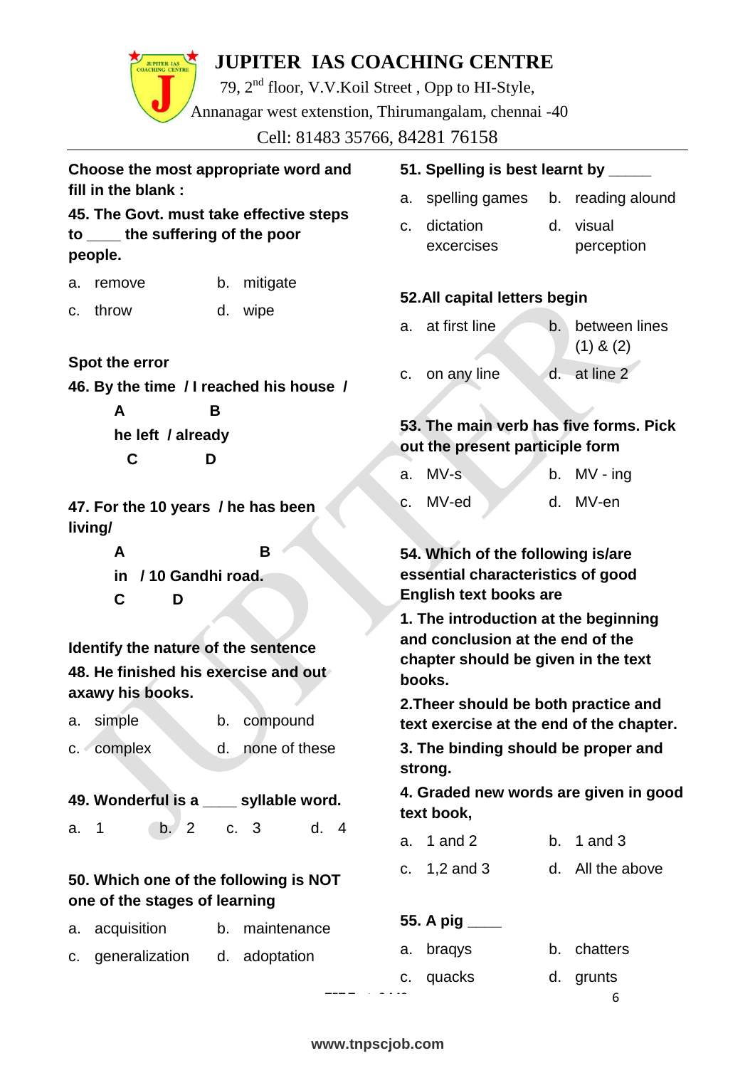# JUPITER IAS COACHING CENTRE

79, 2nd floor, V.V.Koil Street , Opp to HI-Style,
Annanagar west extention, Thirumangalam, chennai -40
Cell: 81483 35766, 84281 76158

**Choose the most appropriate word and fill in the blank :**

**45. The Govt. must take effective steps to ____ the suffering of the poor people.**

a. remove b. mitigate
c. throw d. wipe

**Spot the error**

**46. By the time / I reached his house / he left / already**

A B C D

**47. For the 10 years / he has been living/ in / 10 Gandhi road.**

A B C D

**Identify the nature of the sentence**

**48. He finished his exercise and out axawy his books.**

a. simple b. compound
c. complex d. none of these

**49. Wonderful is a ____ syllable word.**

a. 1 b. 2 c. 3 d. 4

**50. Which one of the following is NOT one of the stages of learning**

a. acquisition b. maintenance
c. generalization d. adoptation

**51. Spelling is best learnt by _____**

a. spelling games b. reading alound
c. dictation excercises d. visual perception

**52.All capital letters begin**

a. at first line b. between lines (1) & (2)
c. on any line d. at line 2

**53. The main verb has five forms. Pick out the present participle form**

a. MV-s b. MV - ing
c. MV-ed d. MV-en

**54. Which of the following is/are essential characteristics of good English text books are**

**1. The introduction at the beginning and conclusion at the end of the chapter should be given in the text books.**

**2.Theer should be both practice and text exercise at the end of the chapter.**

**3. The binding should be proper and strong.**

**4. Graded new words are given in good text book,**

a. 1 and 2 b. 1 and 3
c. 1,2 and 3 d. All the above

**55. A pig ____**

a. braqys b. chatters
c. quacks d. grunts

www.tnpscjob.com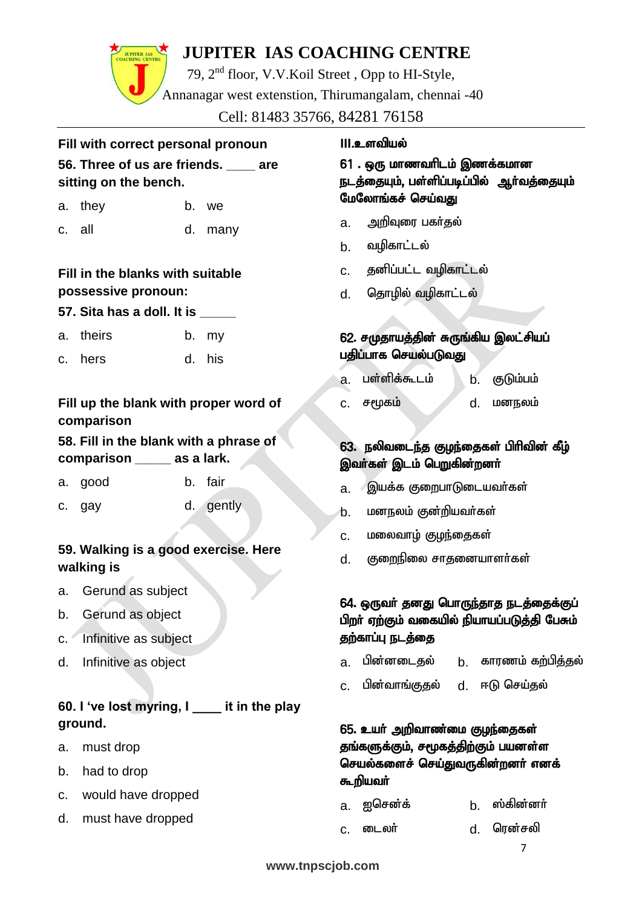**Fill with correct personal pronoun**

**56. Three of us are friends. ____ are sitting on the bench.**

a. they b. we

c. all d. many

**Fill in the blanks with suitable possessive pronoun:**

**57. Sita has a doll. It is _____**

a. theirs b. my

c. hers d. his

**Fill up the blank with proper word of comparison**

**58. Fill in the blank with a phrase of comparison _____ as a lark.**

a. good b. fair

c. gay d. gently

**59. Walking is a good exercise. Here walking is**

a. Gerund as subject

b. Gerund as object

c. Infinitive as subject

d. Infinitive as object

**60. I 've lost myring, I ____ it in the play ground.**

a. must drop

b. had to drop

c. would have dropped

d. must have dropped

**III.உளவியல்**

**61 . ஒரு மாணவரிடம் இணக்கமான நடத்தையும், பள்ளிப்படிப்பில் ஆர்வத்தையும் மேலோங்கச் செய்வது**

a. அறிவுரை பகர்தல்

b. வழிகாட்டல்

c. தனிப்பட்ட வழிகாட்டல்

d. தொழில் வழிகாட்டல்

**62. சமுதாயத்தின் சுருங்கிய இலட்சியப் பதிப்பாக செயல்படுவது**

a. பள்ளிக்கூடம் b. குடும்பம்

c. சமூகம் d. மனநலம்

**63. நலிவடைந்த குழந்தைகள் பிரிவின் கீழ் இவர்கள் இடம் பெறுகின்றனர்**

a. இயக்க குறைபாடுடையவர்கள்

b. மனநலம் குன்றியவர்கள்

c. மலைவாழ் குழந்தைகள்

d. குறைநிலை சாதனையாளர்கள்

**64. ஒருவர் தனது பொருந்தாத நடத்தைக்குப் பிறர் ஏற்கும் வகையில் நியாயப்படுத்தி பேசும் தற்காப்பு நடத்தை**

a. பின்னடைதல் b. காரணம் கற்பித்தல்

c. பின்வாங்குதல் d. ஈடு செய்தல்

**65. உயர் அறிவாண்மை குழந்தைகள் தங்களுக்கும், சமூகத்திற்கும் பயனுள்ள செயல்களைச் செய்துவருகின்றனர் எனக் கூறியவர்**

a. ஐசென்க் b. ஸ்கின்னர்

c. டைலர் d. ரென்சலி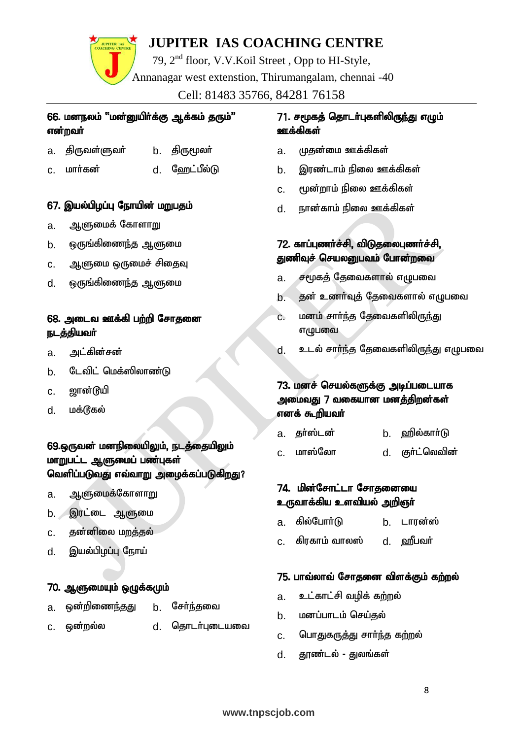**66. மனநலம் "மன்னுயிர்க்கு ஆக்கம் தரும்" என்றவர்**

a. திருவள்ளுவர் b. திருமூலர்

c. மார்கன் d. ஹேட்பீல்டு

**67. இயல்பிழப்பு நோயின் மறுபதம்**

a. ஆளுமைக் கோளாறு

b. ஒருங்கிணைந்த ஆளுமை

c. ஆளுமை ஒருமைச் சிதைவு

d. ஒருங்கிணைந்த ஆளுமை

**68. அடைவ ஊக்கி பற்றி சோதனை நடத்தியவர்**

a. அட்கின்சன்

b. டேவிட் மெக்ஸிலாண்டு

c. ஜான்டூயி

d. மக்டூகல்

**69.ஒருவன் மனநிலையிலும், நடத்தையிலும் மாறுபட்ட ஆளுமைப் பண்புகள் வெளிப்படுவது எவ்வாறு அழைக்கப்படுகிறது?**

a. ஆளுமைக்கோளாறு

b. இரட்டை ஆளுமை

c. தன்னிலை மறத்தல்

d. இயல்பிழப்பு நோய்

**70. ஆளுமையும் ஒழுக்கமும்**

a. ஒன்றிணைந்தது b. சேர்ந்தவை

c. ஒன்றல்ல d. தொடர்புடையவை

**71. சமூகத் தொடர்புகளிலிருந்து எழும் ஊக்கிகள்**

a. முதன்மை ஊக்கிகள்

b. இரண்டாம் நிலை ஊக்கிகள்

c. மூன்றாம் நிலை ஊக்கிகள்

d. நான்காம் நிலை ஊக்கிகள்

**72. காப்புணர்ச்சி, விடுதலைபுணர்ச்சி, துணிவுச் செயலனுபவம் போன்றவை**

a. சமூகத் தேவைகளால் எழுபவை

b. தன் உணர்வுத் தேவைகளால் எழுபவை

c. மனம் சார்ந்த தேவைகளிலிருந்து எழுபவை

d. உடல் சார்ந்த தேவைகளிலிருந்து எழுபவை

**73. மனச் செயல்களுக்கு அடிப்படையாக அமைவது 7 வகையான மனத்திறன்கள் எனக் கூறியவர்**

a. தர்ஸ்டன் b. ஹில்கார்டு

c. மாஸ்லோ d. குர்ட்லெவின்

**74. மின்சோட்டா சோதனையை உருவாக்கிய உளவியல் அறிஞர்**

a. கில்போர்டு b. டாரன்ஸ்

c. கிரகாம் வாலஸ் d. ஹீபவர்

**75. பாவ்லாவ் சோதனை விளக்கும் கற்றல்**

a. உட்காட்சி வழிக் கற்றல்

b. மனப்பாடம் செய்தல்

c. பொதுகருத்து சார்ந்த கற்றல்

d. தூண்டல் - துலங்கள்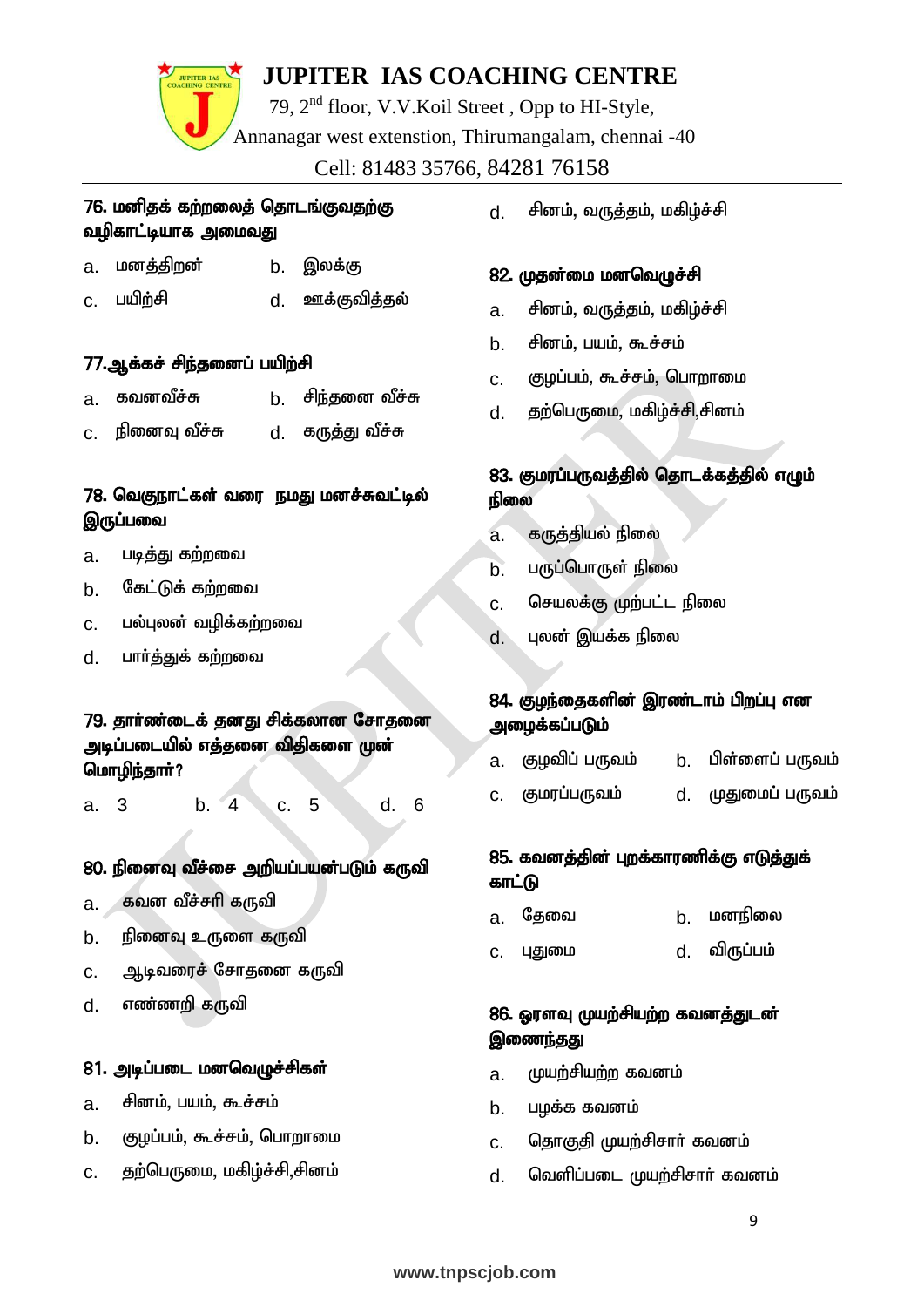**76. மனிதக் கற்றலைத் தொடங்குவதற்கு வழிகாட்டியாக அமைவது**

a. மனத்திறன் b. இலக்கு

c. பயிற்சி d. ஊக்குவித்தல்

**77.ஆக்கச் சிந்தனைப் பயிற்சி**

a. கவனவீச்சு b. சிந்தனை வீச்சு

c. நினைவு வீச்சு d. கருத்து வீச்சு

**78. வெகுநாட்கள் வரை நமது மனச்சுவட்டில் இருப்பவை**

a. படித்து கற்றவை

b. கேட்டுக் கற்றவை

c. பல்புலன் வழிக்கற்றவை

d. பார்த்துக் கற்றவை

**79. தார்ண்டைக் தனது சிக்கலான சோதனை அடிப்படையில் எத்தனை விதிகளை முன் மொழிந்தார்?**

a. 3 b. 4 c. 5 d. 6

**80. நினைவு வீச்சை அறியப்பயன்படும் கருவி**

a. கவன வீச்சரி கருவி

b. நினைவு உருளை கருவி

c. ஆடிவரைச் சோதனை கருவி

d. எண்ணறி கருவி

**81. அடிப்படை மனவெழுச்சிகள்**

a. சினம், பயம், கூச்சம்

b. குழப்பம், கூச்சம், பொறாமை

c. தற்பெருமை, மகிழ்ச்சி,சினம்

d. சினம், வருத்தம், மகிழ்ச்சி

**82. முதன்மை மனவெழுச்சி**

a. சினம், வருத்தம், மகிழ்ச்சி

b. சினம், பயம், கூச்சம்

c. குழப்பம், கூச்சம், பொறாமை

d. தற்பெருமை, மகிழ்ச்சி,சினம்

**83. குமரப்பருவத்தில் தொடக்கத்தில் எழும் நிலை**

a. கருத்தியல் நிலை

b. பருப்பொருள் நிலை

c. செயலக்கு முற்பட்ட நிலை

d. புலன் இயக்க நிலை

**84. குழந்தைகளின் இரண்டாம் பிறப்பு என அழைக்கப்படும்**

a. குழவிப் பருவம் b. பிள்ளைப் பருவம்

c. குமரப்பருவம் d. முதுமைப் பருவம்

**85. கவனத்தின் புறக்காரணிக்கு எடுத்துக் காட்டு**

a. தேவை b. மனநிலை

c. புதுமை d. விருப்பம்

**86. ஓரளவு முயற்சியற்ற கவனத்துடன் இணைந்தது**

a. முயற்சியற்ற கவனம்

b. பழக்க கவனம்

c. தொகுதி முயற்சிசார் கவனம்

d. வெளிப்படை முயற்சிசார் கவனம்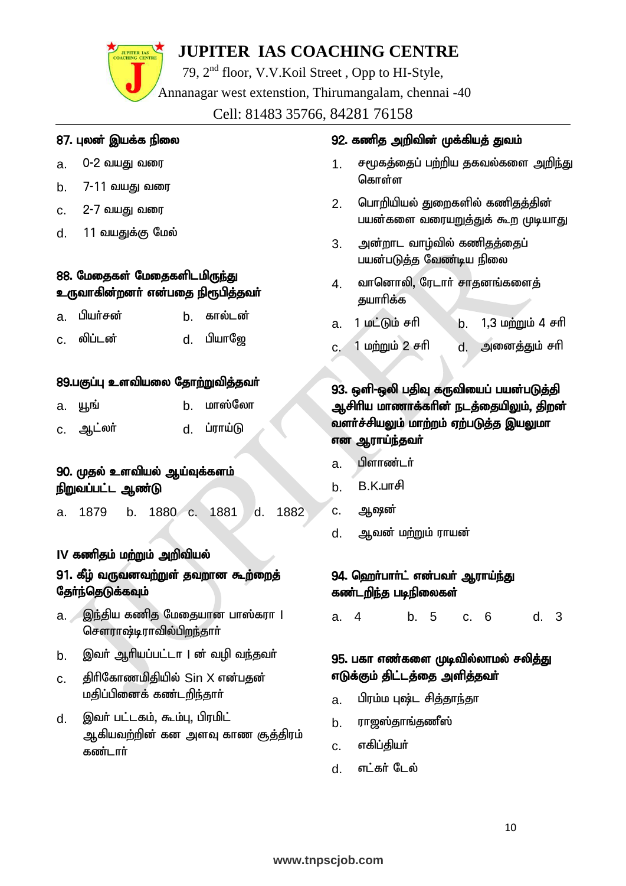**87. புலன் இயக்க நிலை**

a. 0-2 வயது வரை

b. 7-11 வயது வரை

c. 2-7 வயது வரை

d. 11 வயதுக்கு மேல்

**88. மேதைகள் மேதைகளிடமிருந்து உருவாகின்றனர் என்பதை நிரூபித்தவர்**

a. பியர்சன்   b. கால்டன்

c. லிப்டன்   d. பியாஜே

**89.பகுப்பு உளவியலை தோற்றுவித்தவர்**

a. யூங்   b. மாஸ்லோ

c. ஆட்லர்   d. ப்ராய்டு

**90. முதல் உளவியல் ஆய்வுக்களம் நிறுவப்பட்ட ஆண்டு**

a. 1879   b. 1880   c. 1881   d. 1882

**IV கணிதம் மற்றும் அறிவியல்**

**91. கீழ் வருவனவற்றுள் தவறான கூற்றைத் தேர்ந்தெடுக்கவும்**

a. இந்திய கணித மேதையான பாஸ்கரா I சௌராஷ்டிராவில்பிறந்தார்

b. இவர் ஆரியப்பட்டா I ன் வழி வந்தவர்

c. திரிகோணமிதியில் Sin X என்பதன் மதிப்பினைக் கண்டறிந்தார்

d. இவர் பட்டகம், கூம்பு, பிரமிட் ஆகியவற்றின் கன அளவு காண சூத்திரம் கண்டார்

**92. கணித அறிவின் முக்கியத் துவம்**

1. சமூகத்தைப் பற்றிய தகவல்களை அறிந்து கொள்ள

2. பொறியியல் துறைகளில் கணிதத்தின் பயன்களை வரையறுத்துக் கூற முடியாது

3. அன்றாட வாழ்வில் கணிதத்தைப் பயன்படுத்த வேண்டிய நிலை

4. வானொலி, ரேடார் சாதனங்களைத் தயாரிக்க

a. 1 மட்டும் சரி   b. 1,3 மற்றும் 4 சரி

c. 1 மற்றும் 2 சரி   d. அனைத்தும் சரி

**93. ஒளி-ஒலி பதிவு கருவியைப் பயன்படுத்தி ஆசிரிய மாணாக்கரின் நடத்தையிலும், திறன் வளர்ச்சியிலும் மாற்றம் ஏற்படுத்த இயலுமா என ஆராய்ந்தவர்**

a. பிளாண்டர்

b. B.K.பாசி

c. ஆஷன்

d. ஆவன் மற்றும் ராயன்

**94. ஹெர்பார்ட் என்பவர் ஆராய்ந்து கண்டறிந்த படிநிலைகள்**

a. 4   b. 5   c. 6   d. 3

**95. பகா எண்களை முடிவில்லாமல் சலித்து எடுக்கும் திட்டத்தை அளித்தவர்**

a. பிரம்ம புஷ்ட சித்தாந்தா

b. ராஜஸ்தாங்தணீஸ்

c. எகிப்தியர்

d. எட்கர் டேல்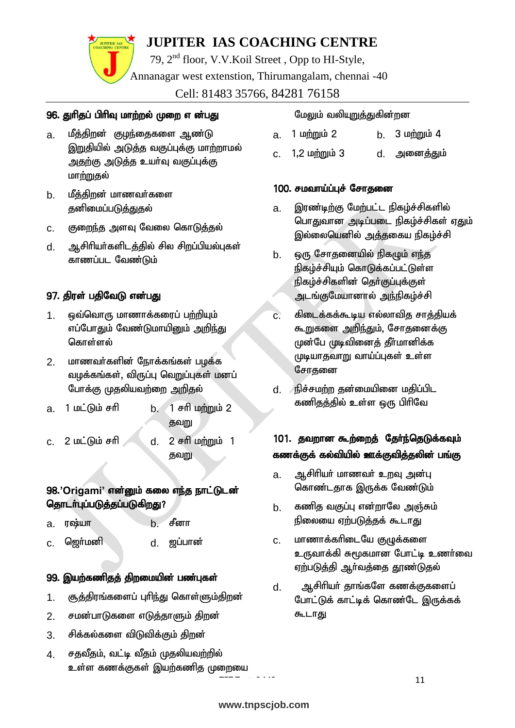**96. துரிதப் பிரிவு மாற்றல் முறை எ ன்பது**

a. மீத்திறன் குழந்தைகளை ஆண்டு இறுதியில் அடுத்த வகுப்புக்கு மாற்றாமல் அதற்கு அடுத்த உயர்வு வகுப்புக்கு மாற்றுதல்

b. மீத்திறன் மாணவர்களை தனிமைப்படுத்துதல்

c. குறைந்த அளவு வேலை கொடுத்தல்

d. ஆசிரியர்களிடத்தில் சில சிறப்பியல்புகள் காணப்பட வேண்டும்

**97. திரள் பதிவேடு என்பது**

1. ஒவ்வொரு மாணாக்கரைப் பற்றியும் எப்போதும் வேண்டுமாயினும் அறிந்து கொள்ளல்

2. மாணவர்களின் நோக்கங்கள் பழக்க வழக்கங்கள், விருப்பு வெறுப்புகள் மனப் போக்கு முதலியவற்றை அறிதல்

a. 1 மட்டும் சரி  b. 1 சரி மற்றும் 2 தவறு

c. 2 மட்டும் சரி  d. 2 சரி மற்றும் 1 தவறு

**98.'Origami' என்னும் கலை எந்த நாட்டுடன் தொடர்புப்படுத்தப்படுகிறது?**

a. ரஷ்யா  b. சீனா

c. ஜெர்மனி  d. ஜப்பான்

**99. இயற்கணிதத் திறமையின் பண்புகள்**

1. சூத்திரங்களைப் புரிந்து கொள்ளும்திறன்

2. சமன்பாடுகளை எடுத்தாளும் திறன்

3. சிக்கல்களை விடுவிக்கும் திறன்

4. சதவீதம், வட்டி வீதம் முதலியவற்றில் உள்ள கணக்குகள் இயற்கணித முறையை மேலும் வலியுறுத்துகின்றன

a. 1 மற்றும் 2  b. 3 மற்றும் 4

c. 1,2 மற்றும் 3  d. அனைத்தும்

**100. சமவாய்ப்புச் சோதனை**

a. இரண்டிற்கு மேற்பட்ட நிகழ்ச்சிகளில் பொதுவான அடிப்படை நிகழ்ச்சிகள் ஏதும் இல்லையெனில் அத்தகைய நிகழ்ச்சி

b. ஒரு சோதனையில் நிகழும் எந்த நிகழ்ச்சியும் கொடுக்கப்பட்டுள்ள நிகழ்ச்சிகளின் தொகுப்புக்குள் அடங்குமேயானால் அந்நிகழ்ச்சி

c. கிடைக்கக்கூடிய எல்லாவித சாத்தியக் கூறுகளை அறிந்தும், சோதனைக்கு முன்பே முடிவினைத் தீர்மானிக்க முடியாதவாறு வாய்ப்புகள் உள்ள சோதனை

d. நிச்சமற்ற தன்மையினை மதிப்பிட கணிதத்தில் உள்ள ஒரு பிரிவே

**101. தவறான கூற்றைத் தேர்ந்தெடுக்கவும் கணக்குக் கல்வியில் ஊக்குவித்தலின் பங்கு**

a. ஆசிரியர் மாணவர் உறவு அன்பு கொண்டதாக இருக்க வேண்டும்

b. கணித வகுப்பு என்றாலே அஞ்சும் நிலையை ஏற்படுத்தக் கூடாது

c. மாணாக்கரிடையே குழுக்களை உருவாக்கி சுமூகமான போட்டி உணர்வை ஏற்படுத்தி ஆர்வத்தை தூண்டுதல்

d. ஆசிரியர் தாங்களே கணக்குகளைப் போட்டுக் காட்டிக் கொண்டே இருக்கக் கூடாது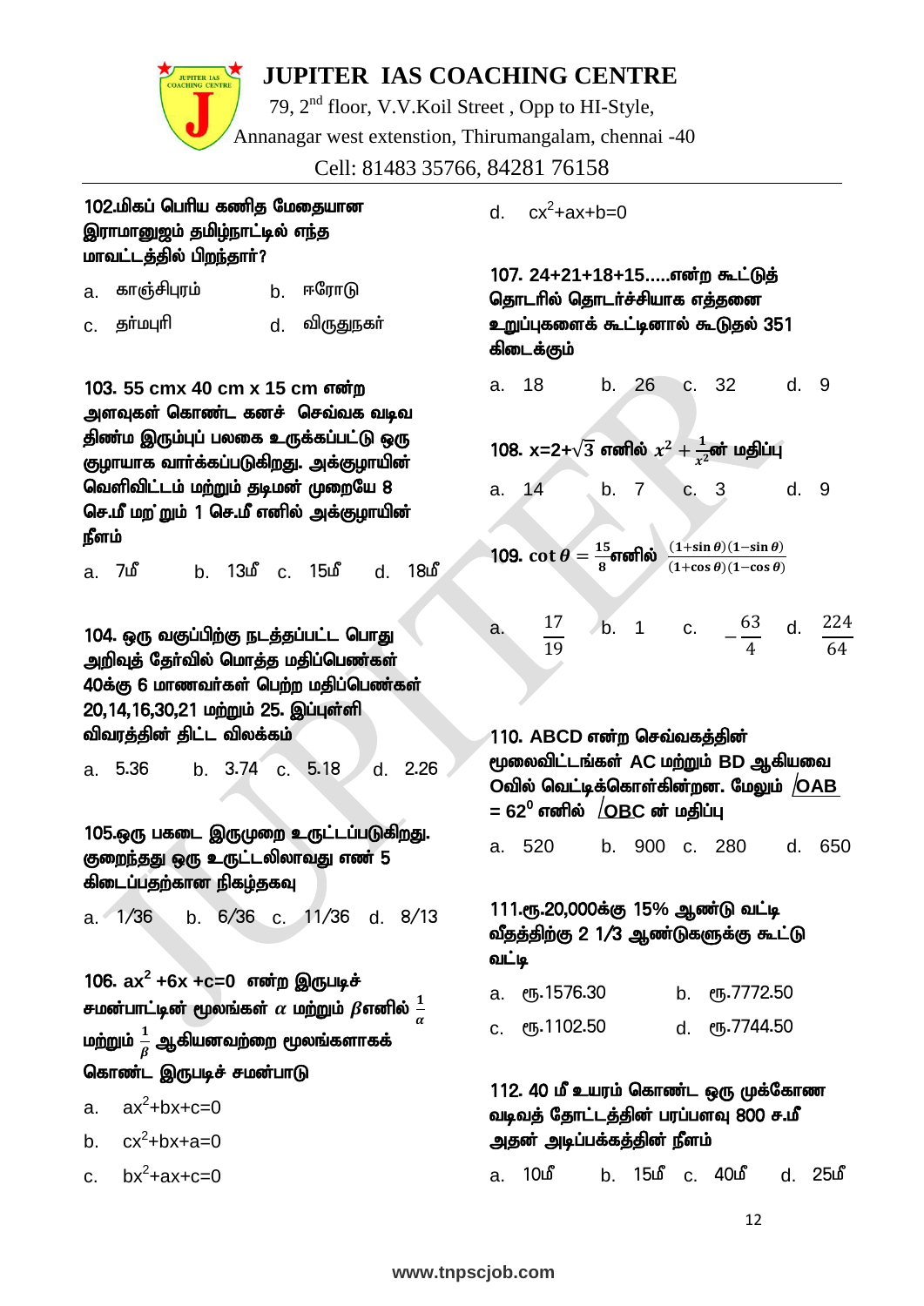# JUPITER IAS COACHING CENTRE

79, 2nd floor, V.V.Koil Street , Opp to HI-Style,

Annanagar west extenstion, Thirumangalam, chennai -40

Cell: 81483 35766, 84281 76158

**102.மிகப் பெரிய கணித மேதையான இராமானுஜம் தமிழ்நாட்டில் எந்த மாவட்டத்தில் பிறந்தார்?**

a. காஞ்சிபுரம் b. ஈரோடு

c. தர்மபுரி d. விருதுநகர்

**103. 55 cmx 40 cm x 15 cm என்ற அளவுகள் கொண்ட கனச் செவ்வக வடிவ திண்ம இரும்புப் பலகை உருக்கப்பட்டு ஒரு குழாயாக வார்க்கப்படுகிறது. அக்குழாயின் வெளிவிட்டம் மற்றும் தடிமன் முறையே 8 செ.மீ மற்றும் 1 செ.மீ எனில் அக்குழாயின் நீளம்**

a. 7மீ b. 13மீ c. 15மீ d. 18மீ

**104. ஒரு வகுப்பிற்கு நடத்தப்பட்ட பொது அறிவுத் தேர்வில் மொத்த மதிப்பெண்கள் 40க்கு 6 மாணவர்கள் பெற்ற மதிப்பெண்கள் 20,14,16,30,21 மற்றும் 25. இப்புள்ளி விவரத்தின் திட்ட விலக்கம்**

a. 5.36 b. 3.74 c. 5.18 d. 2.26

**105.ஒரு பகடை இருமுறை உருட்டப்படுகிறது. குறைந்தது ஒரு உருட்டலிலாவது எண் 5 கிடைப்பதற்கான நிகழ்தகவு**

a. 1/36 b. 6/36 c. 11/36 d. 8/13

**106. $ax^2 +6x +c=0$ என்ற இருபடிச் சமன்பாட்டின் மூலங்கள் $\alpha$ மற்றும் $\beta$ எனில் $\frac{1}{\alpha}$ மற்றும் $\frac{1}{\beta}$ ஆகியனவற்றை மூலங்களாகக் கொண்ட இருபடிச் சமன்பாடு**

a. $ax^2+bx+c=0$

b. $cx^2+bx+a=0$

c. $bx^2+ax+c=0$

d. $cx^2+ax+b=0$

**107. 24+21+18+15.....என்ற கூட்டுத் தொடரில் தொடர்ச்சியாக எத்தனை உறுப்புகளைக் கூட்டினால் கூடுதல் 351 கிடைக்கும்**

a. 18 b. 26 c. 32 d. 9

**108. $x=2+\sqrt{3}$ எனில் $x^2 + \frac{1}{x^2}$ன் மதிப்பு**

a. 14 b. 7 c. 3 d. 9

**109. $\cot\theta = \frac{15}{8}$ எனில் $\frac{(1+\sin\theta)(1-\sin\theta)}{(1+\cos\theta)(1-\cos\theta)}$**

a. $\frac{17}{19}$ b. 1 c. $-\frac{63}{4}$ d. $\frac{224}{64}$

**110. ABCD என்ற செவ்வகத்தின் மூலைவிட்டங்கள் AC மற்றும் BD ஆகியவை Oவில் வெட்டிக்கொள்கின்றன. மேலும் $\angle OAB = 62^0$ எனில் $\angle OBC$ ன் மதிப்பு**

a. 520 b. 900 c. 280 d. 650

**111.ரூ.20,000க்கு 15% ஆண்டு வட்டி வீதத்திற்கு 2 1/3 ஆண்டுகளுக்கு கூட்டு வட்டி**

a. ரூ.1576.30 b. ரூ.7772.50

c. ரூ.1102.50 d. ரூ.7744.50

**112. 40 மீ உயரம் கொண்ட ஒரு முக்கோண வடிவத் தோட்டத்தின் பரப்பளவு 800 ச.மீ அதன் அடிப்பக்கத்தின் நீளம்**

a. 10மீ b. 15மீ c. 40மீ d. 25மீ

www.tnpscjob.com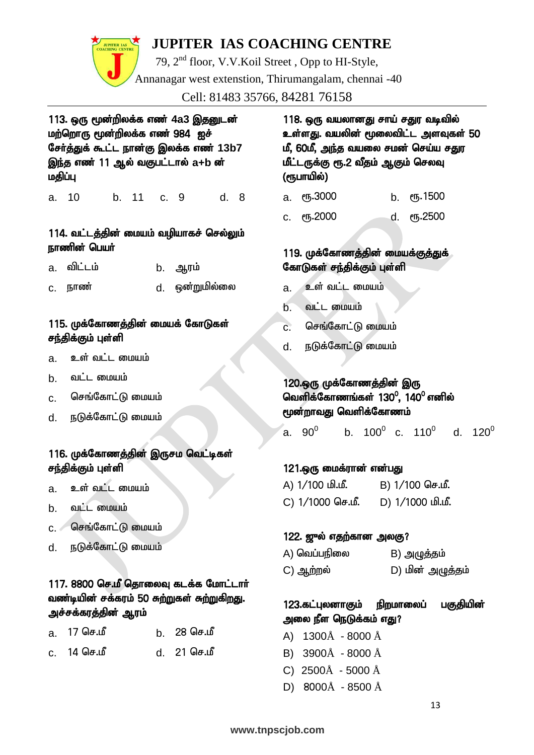# JUPITER IAS COACHING CENTRE

79, 2nd floor, V.V.Koil Street , Opp to HI-Style,
Annanagar west extension, Thirumangalam, chennai -40
Cell: 81483 35766, 84281 76158

**113. ஒரு மூன்றிலக்க எண் 4a3 இதனுடன் மற்றொரு மூன்றிலக்க எண் 984 ஐச் சேர்த்துக் கூட்ட நான்கு இலக்க எண் 13b7 இந்த எண் 11 ஆல் வகுபட்டால் a+b ன் மதிப்பு**

a. 10 b. 11 c. 9 d. 8

**114. வட்டத்தின் மையம் வழியாகச் செல்லும் நாணின் பெயர்**

a. விட்டம் b. ஆரம்
c. நாண் d. ஒன்றுமில்லை

**115. முக்கோணத்தின் மையக் கோடுகள் சந்திக்கும் புள்ளி**

a. உள் வட்ட மையம்
b. வட்ட மையம்
c. செங்கோட்டு மையம்
d. நடுக்கோட்டு மையம்

**116. முக்கோணத்தின் இருசம வெட்டிகள் சந்திக்கும் புள்ளி**

a. உள் வட்ட மையம்
b. வட்ட மையம்
c. செங்கோட்டு மையம்
d. நடுக்கோட்டு மையம்

**117. 8800 செ.மீ தொலைவு கடக்க மோட்டார் வண்டியின் சக்கரம் 50 சுற்றுகள் சுற்றுகிறது. அச்சக்கரத்தின் ஆரம்**

a. 17 செ.மீ b. 28 செ.மீ
c. 14 செ.மீ d. 21 செ.மீ

**118. ஒரு வயலானது சாய் சதுர வடிவில் உள்ளது. வயலின் மூலைவிட்ட அளவுகள் 50 மீ, 60மீ, அந்த வயலை சமன் செய்ய சதுர மீட்டருக்கு ரூ.2 வீதம் ஆகும் செலவு (ரூபாயில்)**

a. ரூ.3000 b. ரூ.1500
c. ரூ.2000 d. ரூ.2500

**119. முக்கோணத்தின் மையக்குத்துக் கோடுகள் சந்திக்கும் புள்ளி**

a. உள் வட்ட மையம்
b. வட்ட மையம்
c. செங்கோட்டு மையம்
d. நடுக்கோட்டு மையம்

**120.ஒரு முக்கோணத்தின் இரு வெளிக்கோணங்கள் $130^0$, $140^0$ எனில் மூன்றாவது வெளிக்கோணம்**

a. $90^0$ b. $100^0$ c. $110^0$ d. $120^0$

**121.ஒரு மைக்ரான் என்பது**

A) 1/100 மி.மீ. B) 1/100 செ.மீ.
C) 1/1000 செ.மீ. D) 1/1000 மி.மீ.

**122. ஜூல் எதற்கான அலகு?**

A) வெப்பநிலை B) அழுத்தம்
C) ஆற்றல் D) மின் அழுத்தம்

**123.கட்புலனாகும் நிறமாலைப் பகுதியின் அலை நீள நெடுக்கம் எது?**

A) 1300Å - 8000 Å
B) 3900Å - 8000 Å
C) 2500Å - 5000 Å
D) 8000Å - 8500 Å

www.tnpscjob.com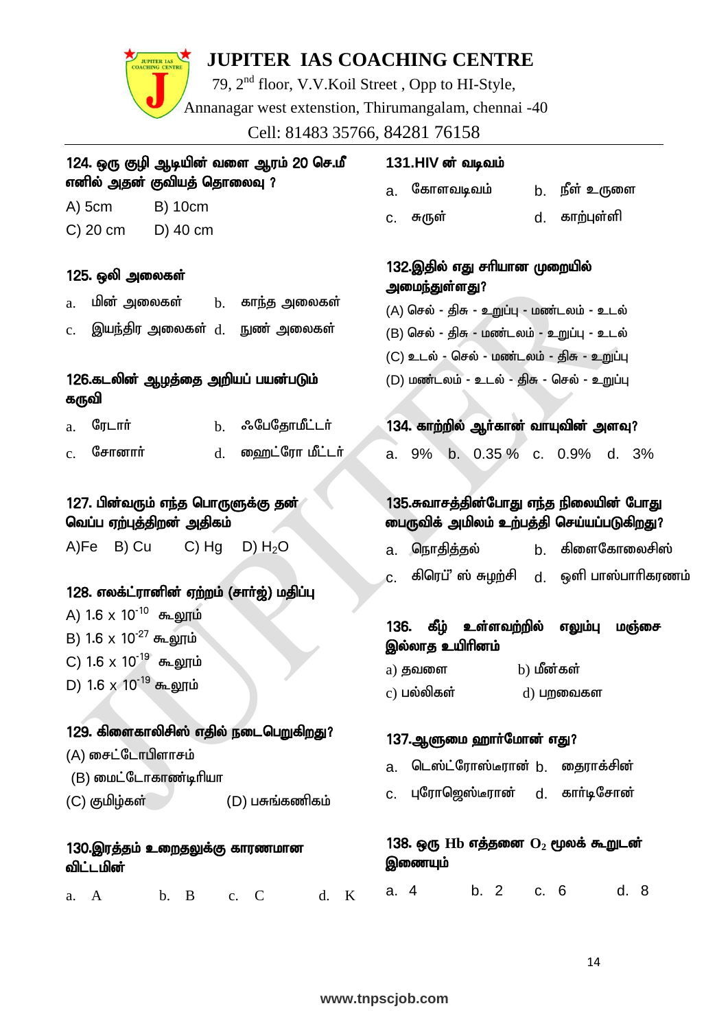124. ஒரு குழி ஆடியின் வளை ஆரம் 20 செ.மீ எனில் அதன் குவியத் தொலைவு ?

A) 5cm B) 10cm
C) 20 cm D) 40 cm

125. ஒலி அலைகள்

a. மின் அலைகள் b. காந்த அலைகள்
c. இயந்திர அலைகள் d. நுண் அலைகள்

126.கடலின் ஆழத்தை அறியப் பயன்படும் கருவி

a. ரேடார் b. ஃபேதோமீட்டர்
c. சோனார் d. ஹைட்ரோ மீட்டர்

127. பின்வரும் எந்த பொருளுக்கு தன் வெப்ப ஏற்புத்திறன் அதிகம்

A) Fe B) Cu C) Hg D) $H_2O$

128. எலக்ட்ரானின் ஏற்றம் (சார்ஜ்) மதிப்பு

A) $1.6 \times 10^{-10}$ கூலூம்
B) $1.6 \times 10^{-27}$ கூலூம்
C) $1.6 \times 10^{-19}$ கூலூம்
D) $1.6 \times 10^{-19}$ கூலூம்

129. கிளைகாலிசிஸ் எதில் நடைபெறுகிறது?

(A) சைட்டோபிளாசம்
(B) மைட்டோகாண்டிரியா
(C) குமிழ்கள் (D) பசுங்கணிகம்

130.இரத்தம் உறைதலுக்கு காரணமான விட்டமின்

a. A b. B c. C d. K

131.HIV ன் வடிவம்

a. கோளவடிவம் b. நீள் உருளை
c. சுருள் d. காற்புள்ளி

132.இதில் எது சரியான முறையில் அமைந்துள்ளது?

(A) செல் - திசு - உறுப்பு - மண்டலம் - உடல்
(B) செல் - திசு - மண்டலம் - உறுப்பு - உடல்
(C) உடல் - செல் - மண்டலம் - திசு - உறுப்பு
(D) மண்டலம் - உடல் - திசு - செல் - உறுப்பு

134. காற்றில் ஆர்கான் வாயுவின் அளவு?

a. 9% b. 0.35 % c. 0.9% d. 3%

135.சுவாசத்தின்போது எந்த நிலையின் போது பைருவிக் அமிலம் உற்பத்தி செய்யப்படுகிறது?

a. நொதித்தல் b. கிளைகோலைசிஸ்
c. கிரெப்' ஸ் சுழற்சி d. ஒளி பாஸ்பாரிகரணம்

136. கீழ் உள்ளவற்றில் எலும்பு மஜ்சை இல்லாத உயிரினம்

a) தவளை b) மீன்கள்
c) பல்லிகள் d) பறவைகள

137.ஆளுமை ஹார்மோன் எது?

a. டெஸ்ட்ரோஸ்டீரான் b. தைராக்சின்
c. புரோஜெஸ்டீரான் d. கார்டிசோன்

138. ஒரு Hb எத்தனை $O_2$ மூலக் கூறுடன் இணையும்

a. 4 b. 2 c. 6 d. 8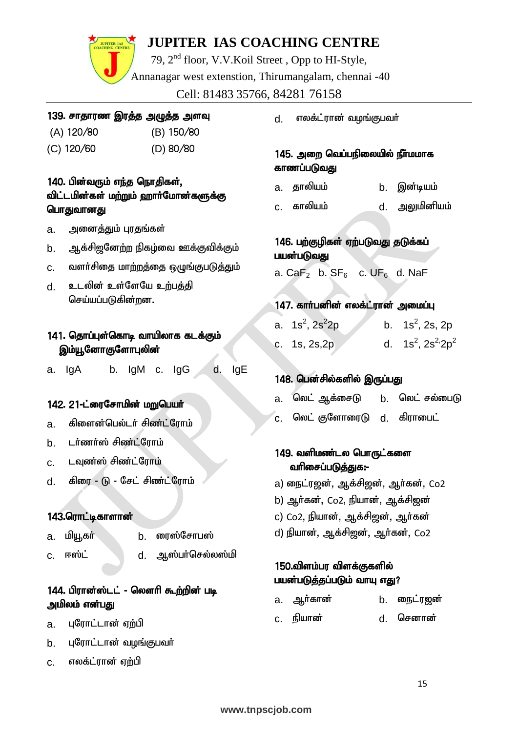139. சாதாரண இரத்த அழுத்த அளவு

(A) 120/80 (B) 150/80

(C) 120/60 (D) 80/80

140. பின்வரும் எந்த நொதிகள், விட்டமின்கள் மற்றும் ஹார்மோன்களுக்கு பொதுவானது

a. அனைத்தும் புரதங்கள்

b. ஆக்சிஜனேற்ற நிகழ்வை ஊக்குவிக்கும்

c. வளர்சிதை மாற்றத்தை ஒழுங்குபடுத்தும்

d. உடலின் உள்ளேயே உற்பத்தி செய்யப்படுகின்றன.

141. தொப்புள்கொடி வாயிலாக கடக்கும் இம்யூனோகுளோபுலின்

a. IgA b. IgM c. IgG d. IgE

142. 21-ட்ரைசோமின் மறுபெயர்

a. கிளைன்பெல்டர் சிண்ட்ரோம்

b. டர்ணர்ஸ் சிண்ட்ரோம்

c. டவுண்ஸ் சிண்ட்ரோம்

d. கிரை - டு - சேட் சிண்ட்ரோம்

143.ரொட்டிகாளான்

a. மியூகர் b. ரைஸ்சோபஸ்

c. ஈஸ்ட் d. ஆஸ்பர்செல்லஸ்மி

144. பிரான்ஸ்டட் - லௌரி கூற்றின் படி அமிலம் என்பது

a. புரோட்டான் ஏற்பி

b. புரோட்டான் வழங்குபவர்

c. எலக்ட்ரான் ஏற்பி

d. எலக்ட்ரான் வழங்குபவர்

145. அறை வெப்பநிலையில் நீர்மமாக காணப்படுவது

a. தாலியம் b. இன்டியம்

c. காலியம் d. அலுமினியம்

146. பற்குழிகள் ஏற்படுவது தடுக்கப் பயன்படுவது

a. $CaF_2$ b. $SF_6$ c. $UF_6$ d. NaF

147. கார்பனின் எலக்ட்ரான் அமைப்பு

a. $1s^2, 2s^2 2p$ b. $1s^2, 2s, 2p$

c. 1s, 2s,2p d. $1s^2, 2s^2 2p^2$

148. பென்சில்களில் இருப்பது

a. லெட் ஆக்சைடு b. லெட் சல்பைடு

c. லெட் குளோரைடு d. கிராபைட்

149. வளிமண்டல பொருட்களை வரிசைப்படுத்துக:-

a) நைட்ரஜன், ஆக்சிஜன், ஆர்கன், Co2

b) ஆர்கன், Co2, நியான், ஆக்சிஜன்

c) Co2, நியான், ஆக்சிஜன், ஆர்கன்

d) நியான், ஆக்சிஜன், ஆர்கன், Co2

150.விளம்பர விளக்குகளில் பயன்படுத்தப்படும் வாயு எது?

a. ஆர்கான் b. நைட்ரஜன்

c. நியான் d. செனான்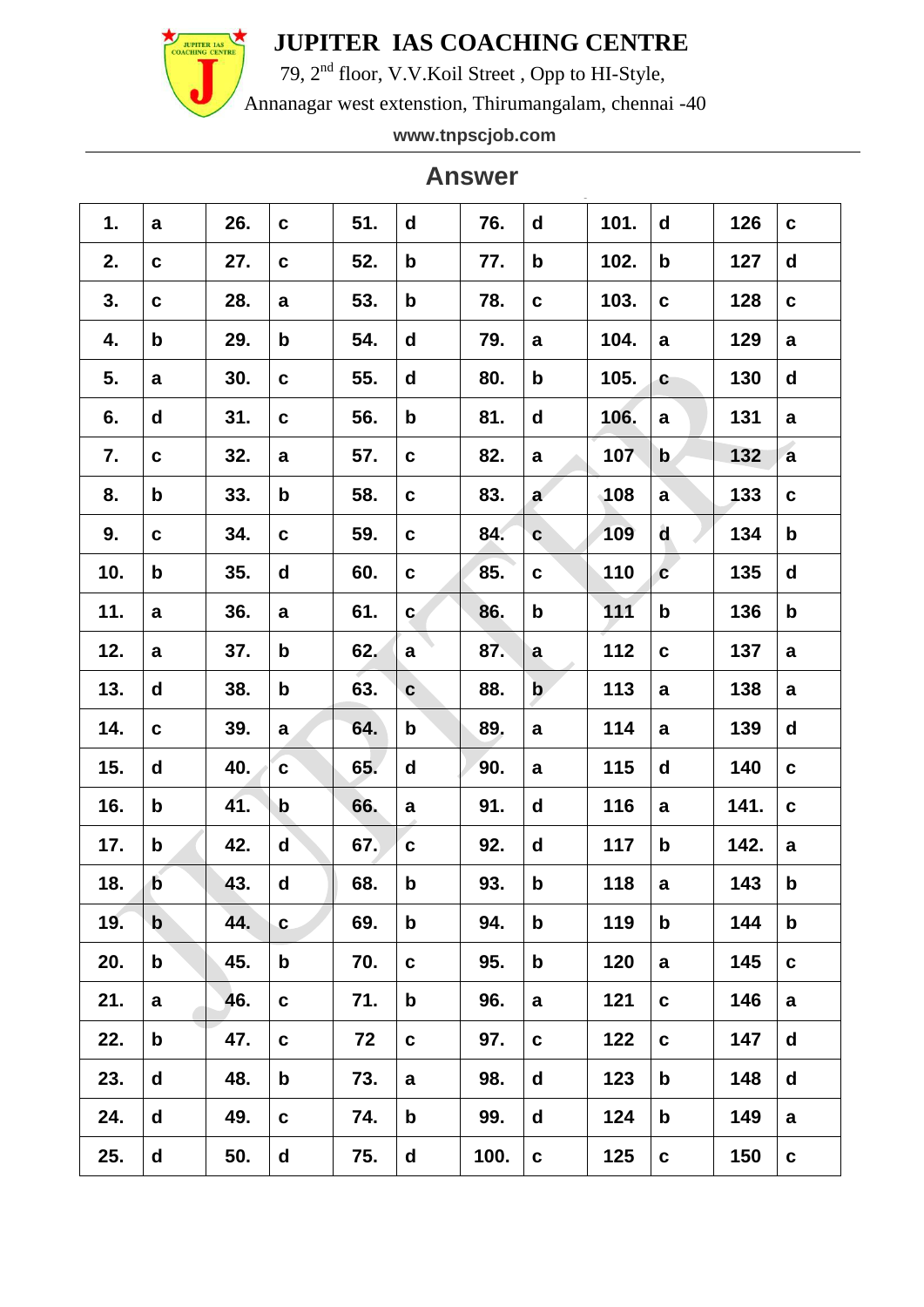# JUPITER IAS COACHING CENTRE

79, 2nd floor, V.V.Koil Street , Opp to HI-Style,

Annanagar west extenstion, Thirumangalam, chennai -40

www.tnpscjob.com

## Answer

| | | | | | | | | | | | |
|---|---|---|---|---|---|---|---|---|---|---|---|
| 1. | a | 26. | c | 51. | d | 76. | d | 101. | d | 126 | c |
| 2. | c | 27. | c | 52. | b | 77. | b | 102. | b | 127 | d |
| 3. | c | 28. | a | 53. | b | 78. | c | 103. | c | 128 | c |
| 4. | b | 29. | b | 54. | d | 79. | a | 104. | a | 129 | a |
| 5. | a | 30. | c | 55. | d | 80. | b | 105. | c | 130 | d |
| 6. | d | 31. | c | 56. | b | 81. | d | 106. | a | 131 | a |
| 7. | c | 32. | a | 57. | c | 82. | a | 107 | b | 132 | a |
| 8. | b | 33. | b | 58. | c | 83. | a | 108 | a | 133 | c |
| 9. | c | 34. | c | 59. | c | 84. | c | 109 | d | 134 | b |
| 10. | b | 35. | d | 60. | c | 85. | c | 110 | c | 135 | d |
| 11. | a | 36. | a | 61. | c | 86. | b | 111 | b | 136 | b |
| 12. | a | 37. | b | 62. | a | 87. | a | 112 | c | 137 | a |
| 13. | d | 38. | b | 63. | c | 88. | b | 113 | a | 138 | a |
| 14. | c | 39. | a | 64. | b | 89. | a | 114 | a | 139 | d |
| 15. | d | 40. | c | 65. | d | 90. | a | 115 | d | 140 | c |
| 16. | b | 41. | b | 66. | a | 91. | d | 116 | a | 141. | c |
| 17. | b | 42. | d | 67. | c | 92. | d | 117 | b | 142. | a |
| 18. | b | 43. | d | 68. | b | 93. | b | 118 | a | 143 | b |
| 19. | b | 44. | c | 69. | b | 94. | b | 119 | b | 144 | b |
| 20. | b | 45. | b | 70. | c | 95. | b | 120 | a | 145 | c |
| 21. | a | 46. | c | 71. | b | 96. | a | 121 | c | 146 | a |
| 22. | b | 47. | c | 72 | c | 97. | c | 122 | c | 147 | d |
| 23. | d | 48. | b | 73. | a | 98. | d | 123 | b | 148 | d |
| 24. | d | 49. | c | 74. | b | 99. | d | 124 | b | 149 | a |
| 25. | d | 50. | d | 75. | d | 100. | c | 125 | c | 150 | c |